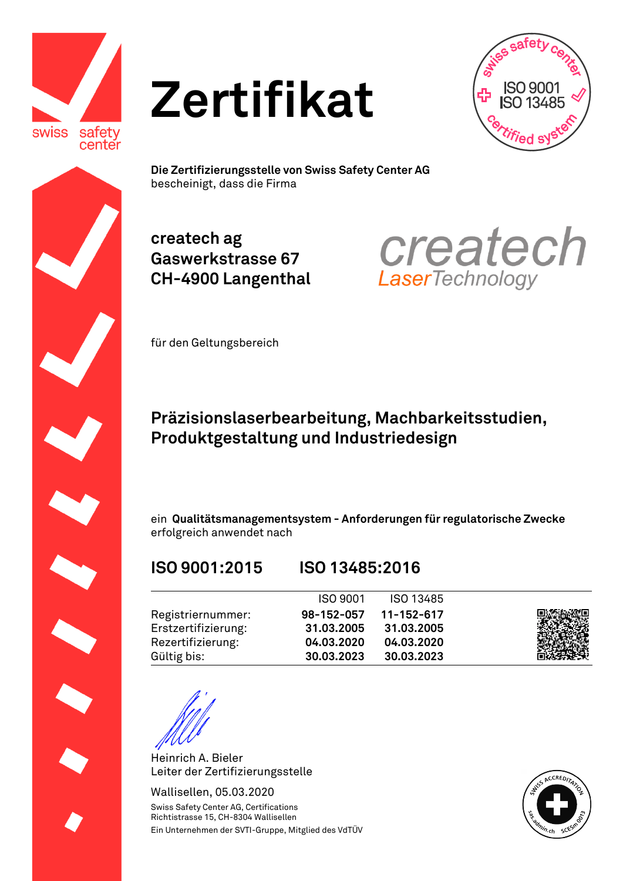# Zertifikat

**Die Zertifizierungsstelle von Swiss Safety Center AG**
bescheinigt, dass die Firma

**createch ag**
**Gaswerkstrasse 67**
**CH-4900 Langenthal**

für den Geltungsbereich

## Präzisionslaserbearbeitung, Machbarkeitsstudien, Produktgestaltung und Industriedesign

ein **Qualitätsmanagementsystem - Anforderungen für regulatorische Zwecke** erfolgreich anwendet nach

## ISO 9001:2015 ISO 13485:2016

| | ISO 9001 | ISO 13485 |
|---|---|---|
| Registriernummer: | **98-152-057** | **11-152-617** |
| Erstzertifizierung: | **31.03.2005** | **31.03.2005** |
| Rezertifizierung: | **04.03.2020** | **04.03.2020** |
| Gültig bis: | **30.03.2023** | **30.03.2023** |

Heinrich A. Bieler
Leiter der Zertifizierungsstelle

Wallisellen, 05.03.2020

Swiss Safety Center AG, Certifications
Richtistrasse 15, CH-8304 Wallisellen
Ein Unternehmen der SVTI-Gruppe, Mitglied des VdTÜV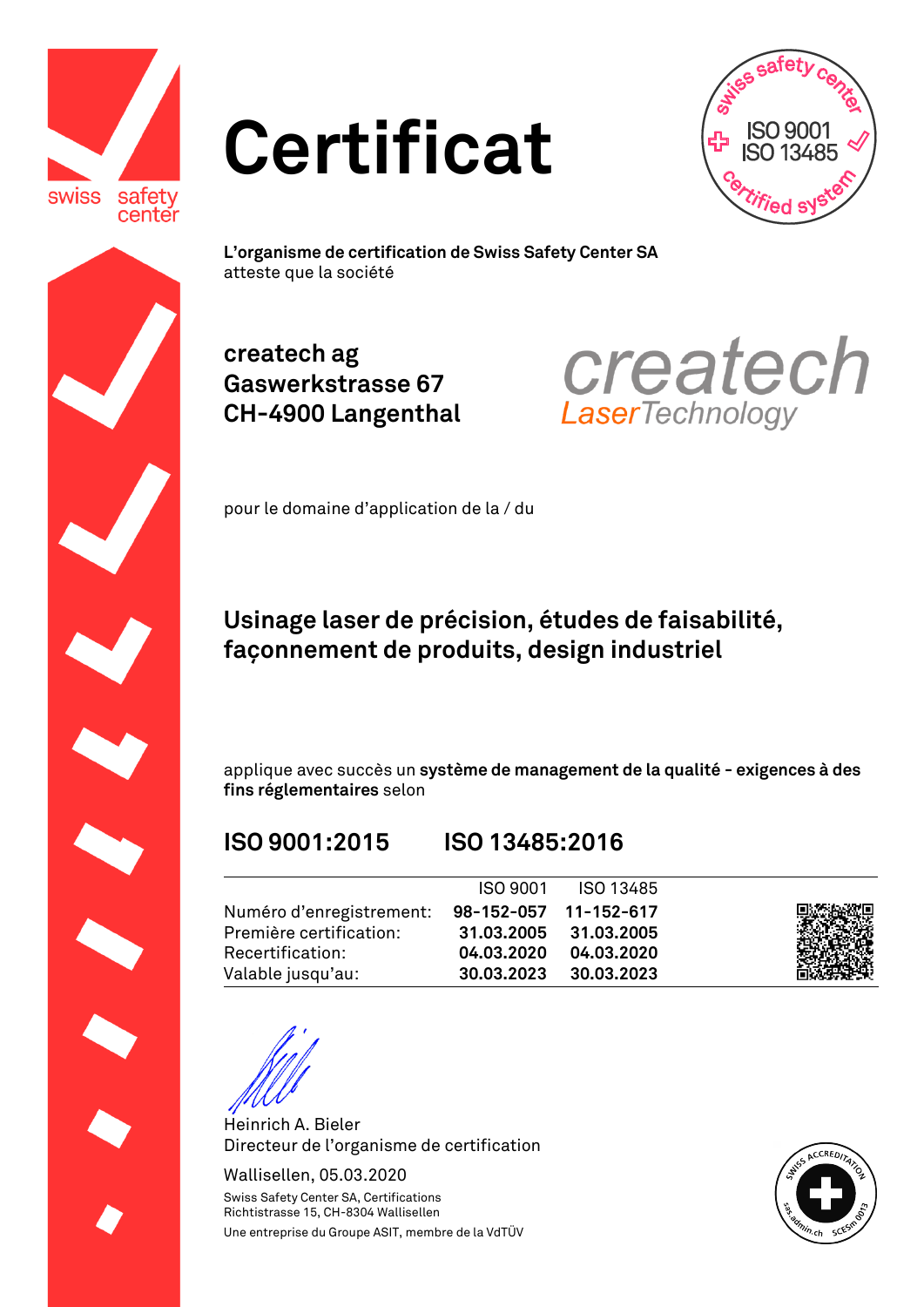# Certificat

**L'organisme de certification de Swiss Safety Center SA**
atteste que la société

**createch ag**
**Gaswerkstrasse 67**
**CH-4900 Langenthal**

pour le domaine d'application de la / du

**Usinage laser de précision, études de faisabilité, façonnement de produits, design industriel**

applique avec succès un **système de management de la qualité - exigences à des fins réglementaires** selon

## ISO 9001:2015 ISO 13485:2016

| | ISO 9001 | ISO 13485 |
|---|---|---|
| Numéro d'enregistrement: | **98-152-057** | **11-152-617** |
| Première certification: | **31.03.2005** | **31.03.2005** |
| Recertification: | **04.03.2020** | **04.03.2020** |
| Valable jusqu'au: | **30.03.2023** | **30.03.2023** |

Heinrich A. Bieler
Directeur de l'organisme de certification

Wallisellen, 05.03.2020

Swiss Safety Center SA, Certifications
Richtistrasse 15, CH-8304 Wallisellen
Une entreprise du Groupe ASIT, membre de la VdTÜV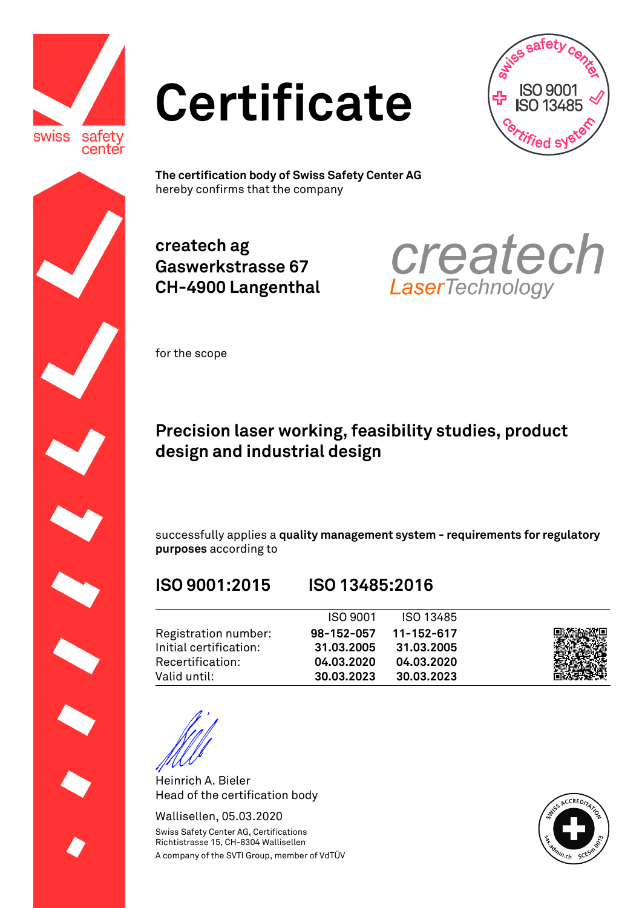swiss safety center

# Certificate

swiss safety center
ISO 9001
ISO 13485
certified system

**The certification body of Swiss Safety Center AG**
hereby confirms that the company

**createch ag**
**Gaswerkstrasse 67**
**CH-4900 Langenthal**

createch
LaserTechnology

for the scope

## Precision laser working, feasibility studies, product design and industrial design

successfully applies a **quality management system - requirements for regulatory purposes** according to

## ISO 9001:2015 ISO 13485:2016

| | ISO 9001 | ISO 13485 |
|---|---|---|
| Registration number: | **98-152-057** | **11-152-617** |
| Initial certification: | **31.03.2005** | **31.03.2005** |
| Recertification: | **04.03.2020** | **04.03.2020** |
| Valid until: | **30.03.2023** | **30.03.2023** |

Heinrich A. Bieler
Head of the certification body

Wallisellen, 05.03.2020

Swiss Safety Center AG, Certifications
Richtistrasse 15, CH-8304 Wallisellen
A company of the SVTI Group, member of VdTÜV

SWISS ACCREDITATION
sas.admin.ch SCESm 0013